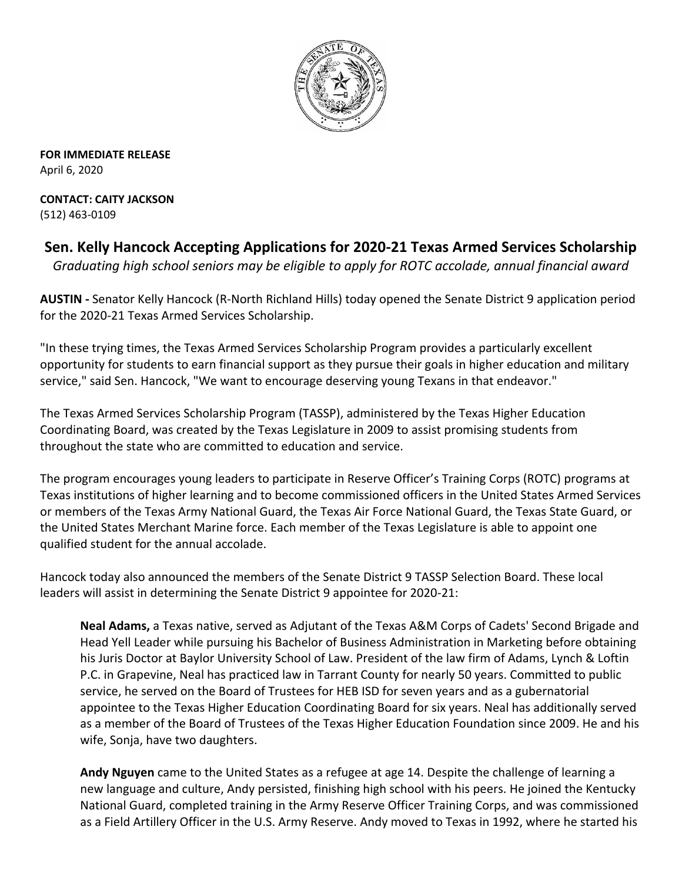**FOR IMMEDIATE RELEASE**
April 6, 2020

**CONTACT: CAITY JACKSON**
(512) 463-0109

# Sen. Kelly Hancock Accepting Applications for 2020-21 Texas Armed Services Scholarship

*Graduating high school seniors may be eligible to apply for ROTC accolade, annual financial award*

**AUSTIN -** Senator Kelly Hancock (R-North Richland Hills) today opened the Senate District 9 application period for the 2020-21 Texas Armed Services Scholarship.

"In these trying times, the Texas Armed Services Scholarship Program provides a particularly excellent opportunity for students to earn financial support as they pursue their goals in higher education and military service," said Sen. Hancock, "We want to encourage deserving young Texans in that endeavor."

The Texas Armed Services Scholarship Program (TASSP), administered by the Texas Higher Education Coordinating Board, was created by the Texas Legislature in 2009 to assist promising students from throughout the state who are committed to education and service.

The program encourages young leaders to participate in Reserve Officer's Training Corps (ROTC) programs at Texas institutions of higher learning and to become commissioned officers in the United States Armed Services or members of the Texas Army National Guard, the Texas Air Force National Guard, the Texas State Guard, or the United States Merchant Marine force. Each member of the Texas Legislature is able to appoint one qualified student for the annual accolade.

Hancock today also announced the members of the Senate District 9 TASSP Selection Board. These local leaders will assist in determining the Senate District 9 appointee for 2020-21:

**Neal Adams,** a Texas native, served as Adjutant of the Texas A&M Corps of Cadets' Second Brigade and Head Yell Leader while pursuing his Bachelor of Business Administration in Marketing before obtaining his Juris Doctor at Baylor University School of Law. President of the law firm of Adams, Lynch & Loftin P.C. in Grapevine, Neal has practiced law in Tarrant County for nearly 50 years. Committed to public service, he served on the Board of Trustees for HEB ISD for seven years and as a gubernatorial appointee to the Texas Higher Education Coordinating Board for six years. Neal has additionally served as a member of the Board of Trustees of the Texas Higher Education Foundation since 2009. He and his wife, Sonja, have two daughters.

**Andy Nguyen** came to the United States as a refugee at age 14. Despite the challenge of learning a new language and culture, Andy persisted, finishing high school with his peers. He joined the Kentucky National Guard, completed training in the Army Reserve Officer Training Corps, and was commissioned as a Field Artillery Officer in the U.S. Army Reserve. Andy moved to Texas in 1992, where he started his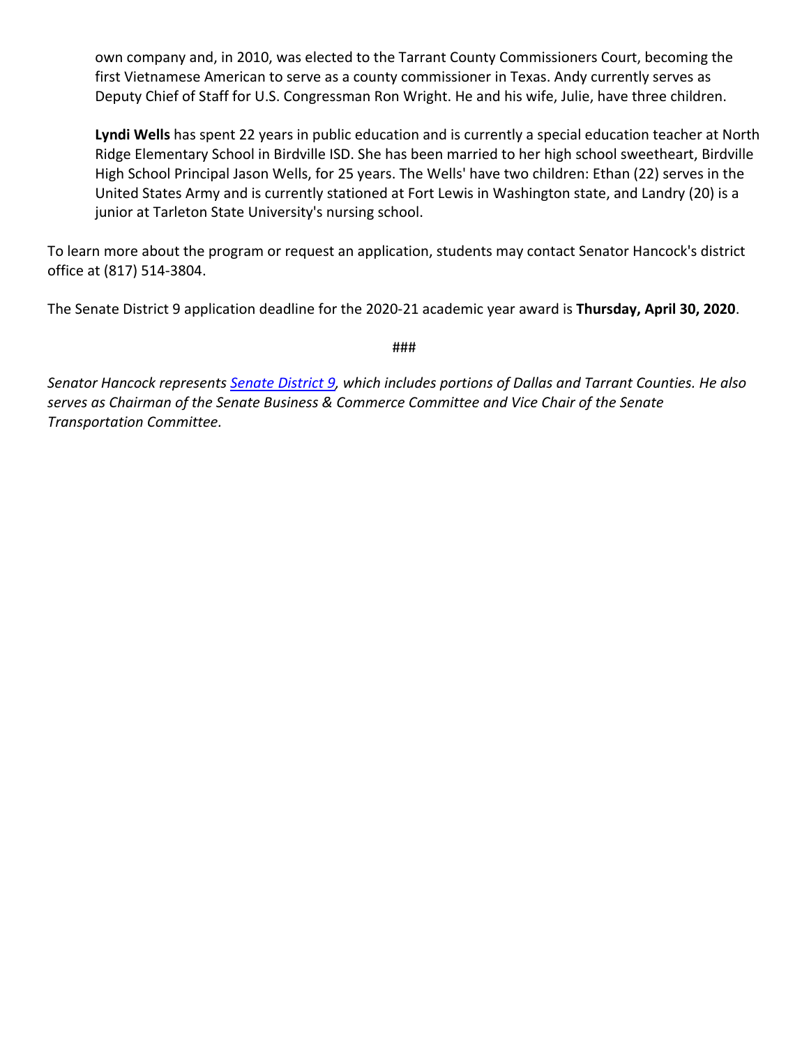own company and, in 2010, was elected to the Tarrant County Commissioners Court, becoming the first Vietnamese American to serve as a county commissioner in Texas. Andy currently serves as Deputy Chief of Staff for U.S. Congressman Ron Wright. He and his wife, Julie, have three children.

**Lyndi Wells** has spent 22 years in public education and is currently a special education teacher at North Ridge Elementary School in Birdville ISD. She has been married to her high school sweetheart, Birdville High School Principal Jason Wells, for 25 years. The Wells' have two children: Ethan (22) serves in the United States Army and is currently stationed at Fort Lewis in Washington state, and Landry (20) is a junior at Tarleton State University's nursing school.

To learn more about the program or request an application, students may contact Senator Hancock's district office at (817) 514-3804.

The Senate District 9 application deadline for the 2020-21 academic year award is **Thursday, April 30, 2020**.

###

*Senator Hancock represents Senate District 9, which includes portions of Dallas and Tarrant Counties. He also serves as Chairman of the Senate Business & Commerce Committee and Vice Chair of the Senate Transportation Committee.*